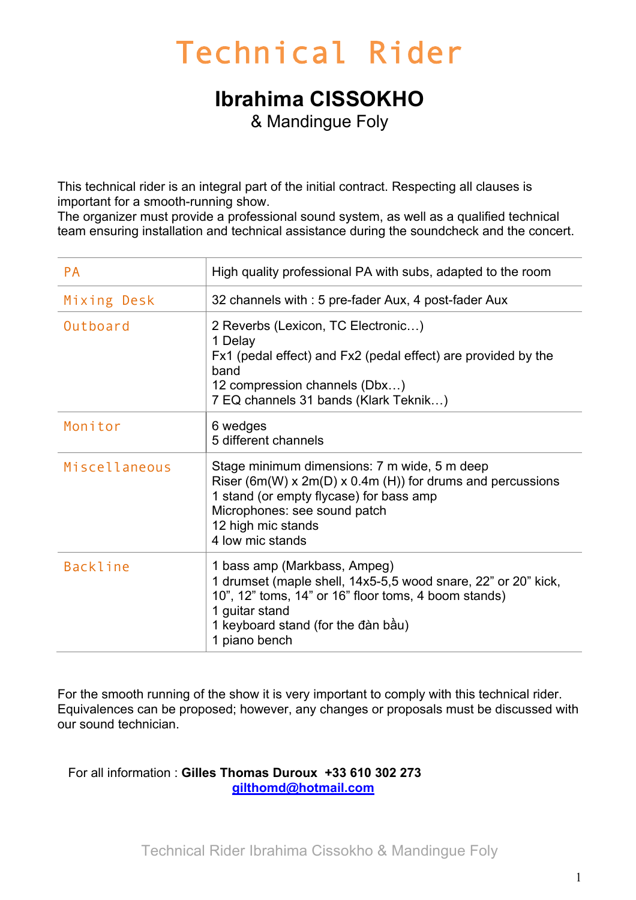# Technical Rider

## Ibrahima CISSOKHO

& Mandingue Foly

This technical rider is an integral part of the initial contract. Respecting all clauses is important for a smooth-running show.
The organizer must provide a professional sound system, as well as a qualified technical team ensuring installation and technical assistance during the soundcheck and the concert.

| | |
|---|---|
| PA | High quality professional PA with subs, adapted to the room |
| Mixing Desk | 32 channels with : 5 pre-fader Aux, 4 post-fader Aux |
| Outboard | 2 Reverbs (Lexicon, TC Electronic…)<br>1 Delay<br>Fx1 (pedal effect) and Fx2 (pedal effect) are provided by the band<br>12 compression channels (Dbx…)<br>7 EQ channels 31 bands (Klark Teknik…) |
| Monitor | 6 wedges<br>5 different channels |
| Miscellaneous | Stage minimum dimensions: 7 m wide, 5 m deep<br>Riser (6m(W) x 2m(D) x 0.4m (H)) for drums and percussions<br>1 stand (or empty flycase) for bass amp<br>Microphones: see sound patch<br>12 high mic stands<br>4 low mic stands |
| Backline | 1 bass amp (Markbass, Ampeg)<br>1 drumset (maple shell, 14x5-5,5 wood snare, 22" or 20" kick, 10", 12" toms, 14" or 16" floor toms, 4 boom stands)<br>1 guitar stand<br>1 keyboard stand (for the đàn bầu)<br>1 piano bench |

For the smooth running of the show it is very important to comply with this technical rider. Equivalences can be proposed; however, any changes or proposals must be discussed with our sound technician.

For all information : **Gilles Thomas Duroux +33 610 302 273**
**gilthomd@hotmail.com**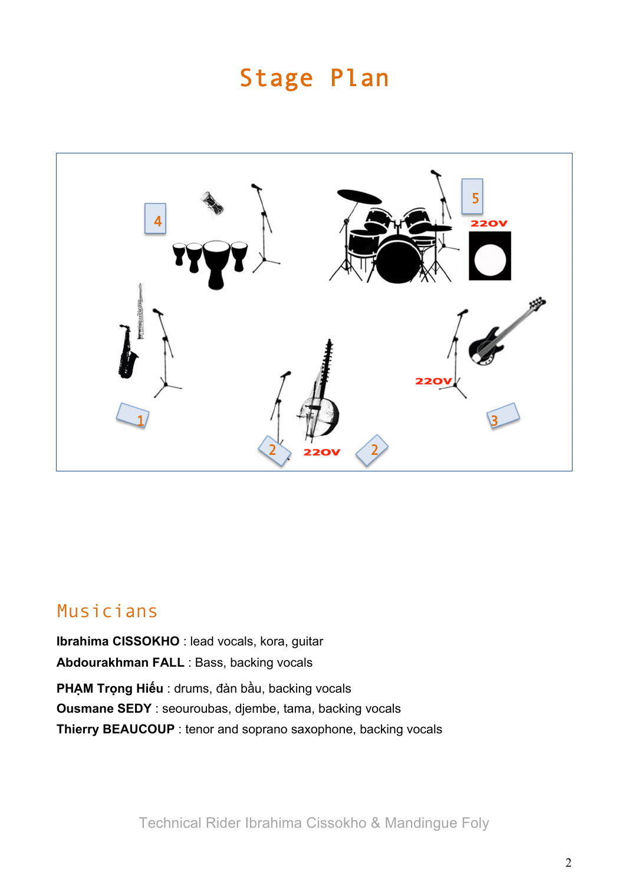# Stage Plan

4

5

220V

220V

1

2

220V

2

3

## Musicians

**Ibrahima CISSOKHO** : lead vocals, kora, guitar

**Abdourakhman FALL** : Bass, backing vocals

**PHẠM Trọng Hiếu** : drums, đàn bầu, backing vocals

**Ousmane SEDY** : seouroubas, djembe, tama, backing vocals

**Thierry BEAUCOUP** : tenor and soprano saxophone, backing vocals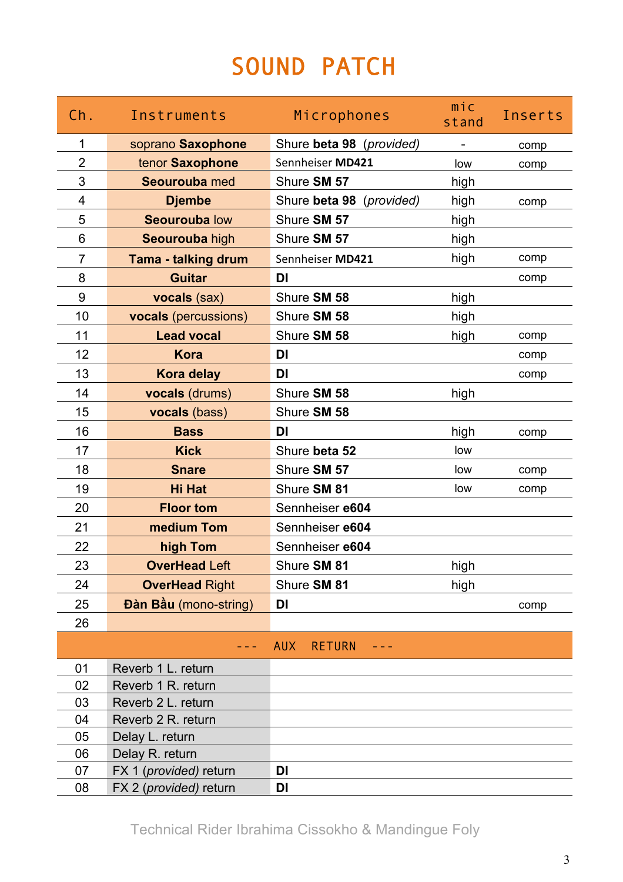# SOUND PATCH

| Ch. | Instruments | Microphones | mic stand | Inserts |
|---|---|---|---|---|
| 1 | soprano **Saxophone** | Shure **beta 98** *(provided)* | - | comp |
| 2 | tenor **Saxophone** | Sennheiser **MD421** | low | comp |
| 3 | **Seourouba** med | Shure **SM 57** | high | |
| 4 | **Djembe** | Shure **beta 98** *(provided)* | high | comp |
| 5 | **Seourouba** low | Shure **SM 57** | high | |
| 6 | **Seourouba** high | Shure **SM 57** | high | |
| 7 | **Tama - talking drum** | Sennheiser **MD421** | high | comp |
| 8 | **Guitar** | **DI** | | comp |
| 9 | **vocals** (sax) | Shure **SM 58** | high | |
| 10 | **vocals** (percussions) | Shure **SM 58** | high | |
| 11 | **Lead vocal** | Shure **SM 58** | high | comp |
| 12 | **Kora** | **DI** | | comp |
| 13 | **Kora delay** | **DI** | | comp |
| 14 | **vocals** (drums) | Shure **SM 58** | high | |
| 15 | **vocals** (bass) | Shure **SM 58** | | |
| 16 | **Bass** | **DI** | high | comp |
| 17 | **Kick** | Shure **beta 52** | low | |
| 18 | **Snare** | Shure **SM 57** | low | comp |
| 19 | **Hi Hat** | Shure **SM 81** | low | comp |
| 20 | **Floor tom** | Sennheiser **e604** | | |
| 21 | **medium Tom** | Sennheiser **e604** | | |
| 22 | **high Tom** | Sennheiser **e604** | | |
| 23 | **OverHead** Left | Shure **SM 81** | high | |
| 24 | **OverHead** Right | Shure **SM 81** | high | |
| 25 | **Đàn Bầu** (mono-string) | **DI** | | comp |
| 26 | | | | |
| | --- AUX RETURN --- | | | |
| 01 | Reverb 1 L. return | | | |
| 02 | Reverb 1 R. return | | | |
| 03 | Reverb 2 L. return | | | |
| 04 | Reverb 2 R. return | | | |
| 05 | Delay L. return | | | |
| 06 | Delay R. return | | | |
| 07 | FX 1 *(provided)* return | **DI** | | |
| 08 | FX 2 *(provided)* return | **DI** | | |